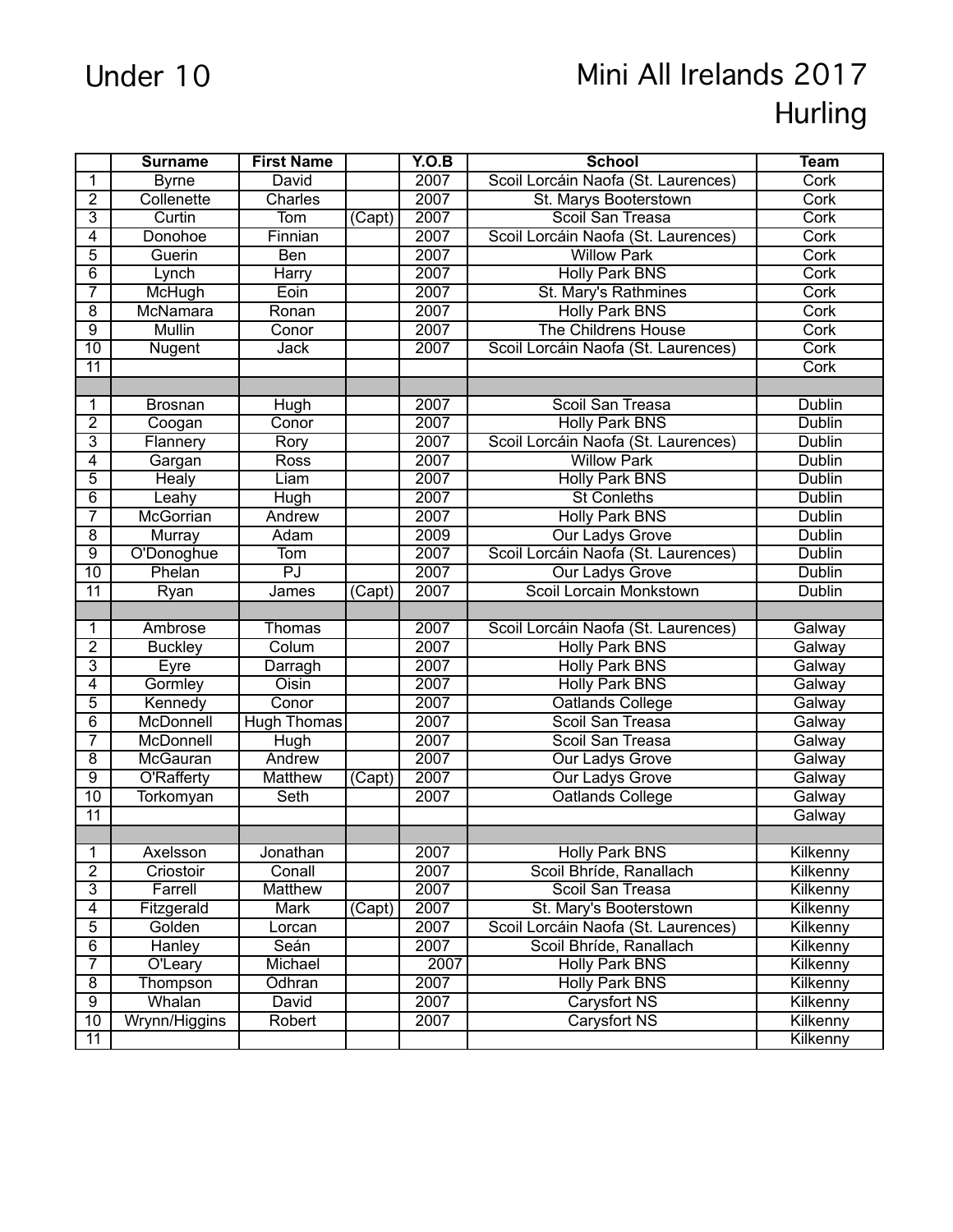Under 10

# Mini All Irelands 2017
## Hurling

| | Surname | First Name | | Y.O.B | School | Team |
|---|---|---|---|---|---|---|
| 1 | Byrne | David | | 2007 | Scoil Lorcáin Naofa (St. Laurences) | Cork |
| 2 | Collenette | Charles | | 2007 | St. Marys Booterstown | Cork |
| 3 | Curtin | Tom | (Capt) | 2007 | Scoil San Treasa | Cork |
| 4 | Donohoe | Finnian | | 2007 | Scoil Lorcáin Naofa (St. Laurences) | Cork |
| 5 | Guerin | Ben | | 2007 | Willow Park | Cork |
| 6 | Lynch | Harry | | 2007 | Holly Park BNS | Cork |
| 7 | McHugh | Eoin | | 2007 | St. Mary's Rathmines | Cork |
| 8 | McNamara | Ronan | | 2007 | Holly Park BNS | Cork |
| 9 | Mullin | Conor | | 2007 | The Childrens House | Cork |
| 10 | Nugent | Jack | | 2007 | Scoil Lorcáin Naofa (St. Laurences) | Cork |
| 11 | | | | | | Cork |
| | | | | | | |
| 1 | Brosnan | Hugh | | 2007 | Scoil San Treasa | Dublin |
| 2 | Coogan | Conor | | 2007 | Holly Park BNS | Dublin |
| 3 | Flannery | Rory | | 2007 | Scoil Lorcáin Naofa (St. Laurences) | Dublin |
| 4 | Gargan | Ross | | 2007 | Willow Park | Dublin |
| 5 | Healy | Liam | | 2007 | Holly Park BNS | Dublin |
| 6 | Leahy | Hugh | | 2007 | St Conleths | Dublin |
| 7 | McGorrian | Andrew | | 2007 | Holly Park BNS | Dublin |
| 8 | Murray | Adam | | 2009 | Our Ladys Grove | Dublin |
| 9 | O'Donoghue | Tom | | 2007 | Scoil Lorcáin Naofa (St. Laurences) | Dublin |
| 10 | Phelan | PJ | | 2007 | Our Ladys Grove | Dublin |
| 11 | Ryan | James | (Capt) | 2007 | Scoil Lorcain Monkstown | Dublin |
| | | | | | | |
| 1 | Ambrose | Thomas | | 2007 | Scoil Lorcáin Naofa (St. Laurences) | Galway |
| 2 | Buckley | Colum | | 2007 | Holly Park BNS | Galway |
| 3 | Eyre | Darragh | | 2007 | Holly Park BNS | Galway |
| 4 | Gormley | Oisin | | 2007 | Holly Park BNS | Galway |
| 5 | Kennedy | Conor | | 2007 | Oatlands College | Galway |
| 6 | McDonnell | Hugh Thomas | | 2007 | Scoil San Treasa | Galway |
| 7 | McDonnell | Hugh | | 2007 | Scoil San Treasa | Galway |
| 8 | McGauran | Andrew | | 2007 | Our Ladys Grove | Galway |
| 9 | O'Rafferty | Matthew | (Capt) | 2007 | Our Ladys Grove | Galway |
| 10 | Torkomyan | Seth | | 2007 | Oatlands College | Galway |
| 11 | | | | | | Galway |
| | | | | | | |
| 1 | Axelsson | Jonathan | | 2007 | Holly Park BNS | Kilkenny |
| 2 | Criostoir | Conall | | 2007 | Scoil Bhríde, Ranallach | Kilkenny |
| 3 | Farrell | Matthew | | 2007 | Scoil San Treasa | Kilkenny |
| 4 | Fitzgerald | Mark | (Capt) | 2007 | St. Mary's Booterstown | Kilkenny |
| 5 | Golden | Lorcan | | 2007 | Scoil Lorcáin Naofa (St. Laurences) | Kilkenny |
| 6 | Hanley | Seán | | 2007 | Scoil Bhríde, Ranallach | Kilkenny |
| 7 | O'Leary | Michael | | 2007 | Holly Park BNS | Kilkenny |
| 8 | Thompson | Odhran | | 2007 | Holly Park BNS | Kilkenny |
| 9 | Whalan | David | | 2007 | Carysfort NS | Kilkenny |
| 10 | Wrynn/Higgins | Robert | | 2007 | Carysfort NS | Kilkenny |
| 11 | | | | | | Kilkenny |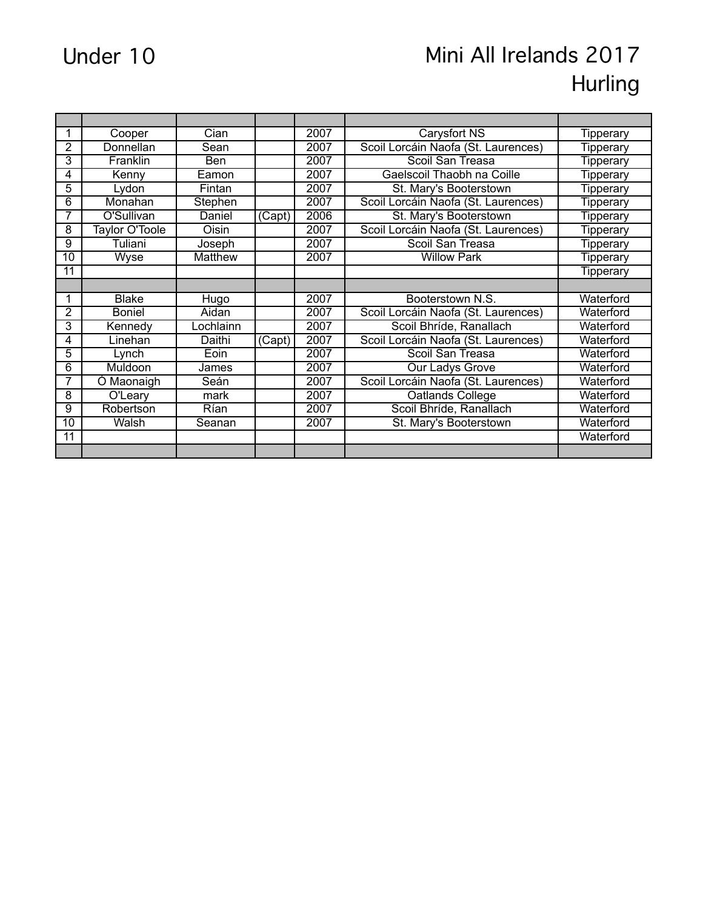Under 10

# Mini All Irelands 2017
## Hurling

| | | | | | | |
|---|---|---|---|---|---|---|
| 1 | Cooper | Cian | | 2007 | Carysfort NS | Tipperary |
| 2 | Donnellan | Sean | | 2007 | Scoil Lorcáin Naofa (St. Laurences) | Tipperary |
| 3 | Franklin | Ben | | 2007 | Scoil San Treasa | Tipperary |
| 4 | Kenny | Eamon | | 2007 | Gaelscoil Thaobh na Coille | Tipperary |
| 5 | Lydon | Fintan | | 2007 | St. Mary's Booterstown | Tipperary |
| 6 | Monahan | Stephen | | 2007 | Scoil Lorcáin Naofa (St. Laurences) | Tipperary |
| 7 | O'Sullivan | Daniel | (Capt) | 2006 | St. Mary's Booterstown | Tipperary |
| 8 | Taylor O'Toole | Oisin | | 2007 | Scoil Lorcáin Naofa (St. Laurences) | Tipperary |
| 9 | Tuliani | Joseph | | 2007 | Scoil San Treasa | Tipperary |
| 10 | Wyse | Matthew | | 2007 | Willow Park | Tipperary |
| 11 | | | | | | Tipperary |
| | | | | | | |
| 1 | Blake | Hugo | | 2007 | Booterstown N.S. | Waterford |
| 2 | Boniel | Aidan | | 2007 | Scoil Lorcáin Naofa (St. Laurences) | Waterford |
| 3 | Kennedy | Lochlainn | | 2007 | Scoil Bhríde, Ranallach | Waterford |
| 4 | Linehan | Daithi | (Capt) | 2007 | Scoil Lorcáin Naofa (St. Laurences) | Waterford |
| 5 | Lynch | Eoin | | 2007 | Scoil San Treasa | Waterford |
| 6 | Muldoon | James | | 2007 | Our Ladys Grove | Waterford |
| 7 | Ó Maonaigh | Seán | | 2007 | Scoil Lorcáin Naofa (St. Laurences) | Waterford |
| 8 | O'Leary | mark | | 2007 | Oatlands College | Waterford |
| 9 | Robertson | Rían | | 2007 | Scoil Bhríde, Ranallach | Waterford |
| 10 | Walsh | Seanan | | 2007 | St. Mary's Booterstown | Waterford |
| 11 | | | | | | Waterford |